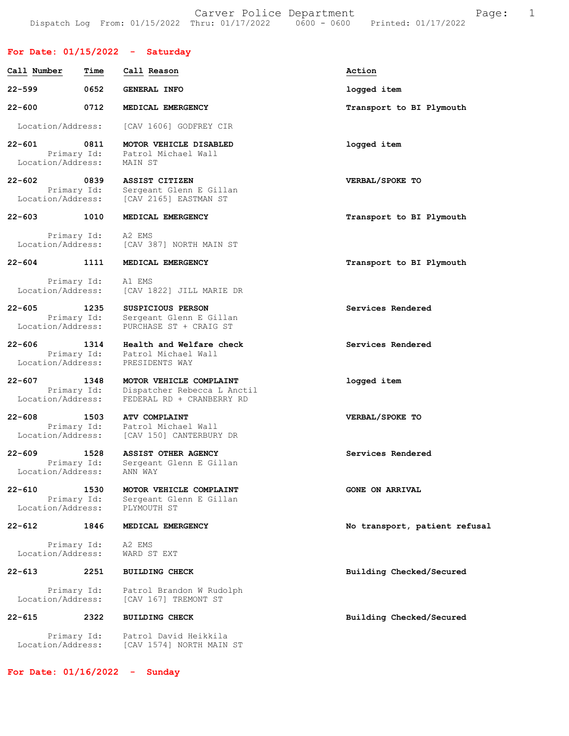Carver Police Department

Dispatch Log From: 01/15/2022 Thru: 01/17/2022 0600 - 0600 Printed: 01/17/2022

## For Date: 01/15/2022 - Saturday

| Call Number | Time | Call Reason | Action |
|---|---|---|---|
| 22-599 | 0652 | GENERAL INFO | logged item |
| 22-600 | 0712 | MEDICAL EMERGENCY | Transport to BI Plymouth |
| | | Location/Address: [CAV 1606] GODFREY CIR | |
| 22-601 | 0811 | MOTOR VEHICLE DISABLED | logged item |
| | | Primary Id: Patrol Michael Wall | |
| | | Location/Address: MAIN ST | |
| 22-602 | 0839 | ASSIST CITIZEN | VERBAL/SPOKE TO |
| | | Primary Id: Sergeant Glenn E Gillan | |
| | | Location/Address: [CAV 2165] EASTMAN ST | |
| 22-603 | 1010 | MEDICAL EMERGENCY | Transport to BI Plymouth |
| | | Primary Id: A2 EMS | |
| | | Location/Address: [CAV 387] NORTH MAIN ST | |
| 22-604 | 1111 | MEDICAL EMERGENCY | Transport to BI Plymouth |
| | | Primary Id: A1 EMS | |
| | | Location/Address: [CAV 1822] JILL MARIE DR | |
| 22-605 | 1235 | SUSPICIOUS PERSON | Services Rendered |
| | | Primary Id: Sergeant Glenn E Gillan | |
| | | Location/Address: PURCHASE ST + CRAIG ST | |
| 22-606 | 1314 | Health and Welfare check | Services Rendered |
| | | Primary Id: Patrol Michael Wall | |
| | | Location/Address: PRESIDENTS WAY | |
| 22-607 | 1348 | MOTOR VEHICLE COMPLAINT | logged item |
| | | Primary Id: Dispatcher Rebecca L Anctil | |
| | | Location/Address: FEDERAL RD + CRANBERRY RD | |
| 22-608 | 1503 | ATV COMPLAINT | VERBAL/SPOKE TO |
| | | Primary Id: Patrol Michael Wall | |
| | | Location/Address: [CAV 150] CANTERBURY DR | |
| 22-609 | 1528 | ASSIST OTHER AGENCY | Services Rendered |
| | | Primary Id: Sergeant Glenn E Gillan | |
| | | Location/Address: ANN WAY | |
| 22-610 | 1530 | MOTOR VEHICLE COMPLAINT | GONE ON ARRIVAL |
| | | Primary Id: Sergeant Glenn E Gillan | |
| | | Location/Address: PLYMOUTH ST | |
| 22-612 | 1846 | MEDICAL EMERGENCY | No transport, patient refusal |
| | | Primary Id: A2 EMS | |
| | | Location/Address: WARD ST EXT | |
| 22-613 | 2251 | BUILDING CHECK | Building Checked/Secured |
| | | Primary Id: Patrol Brandon W Rudolph | |
| | | Location/Address: [CAV 167] TREMONT ST | |
| 22-615 | 2322 | BUILDING CHECK | Building Checked/Secured |
| | | Primary Id: Patrol David Heikkila | |
| | | Location/Address: [CAV 1574] NORTH MAIN ST | |

## For Date: 01/16/2022 - Sunday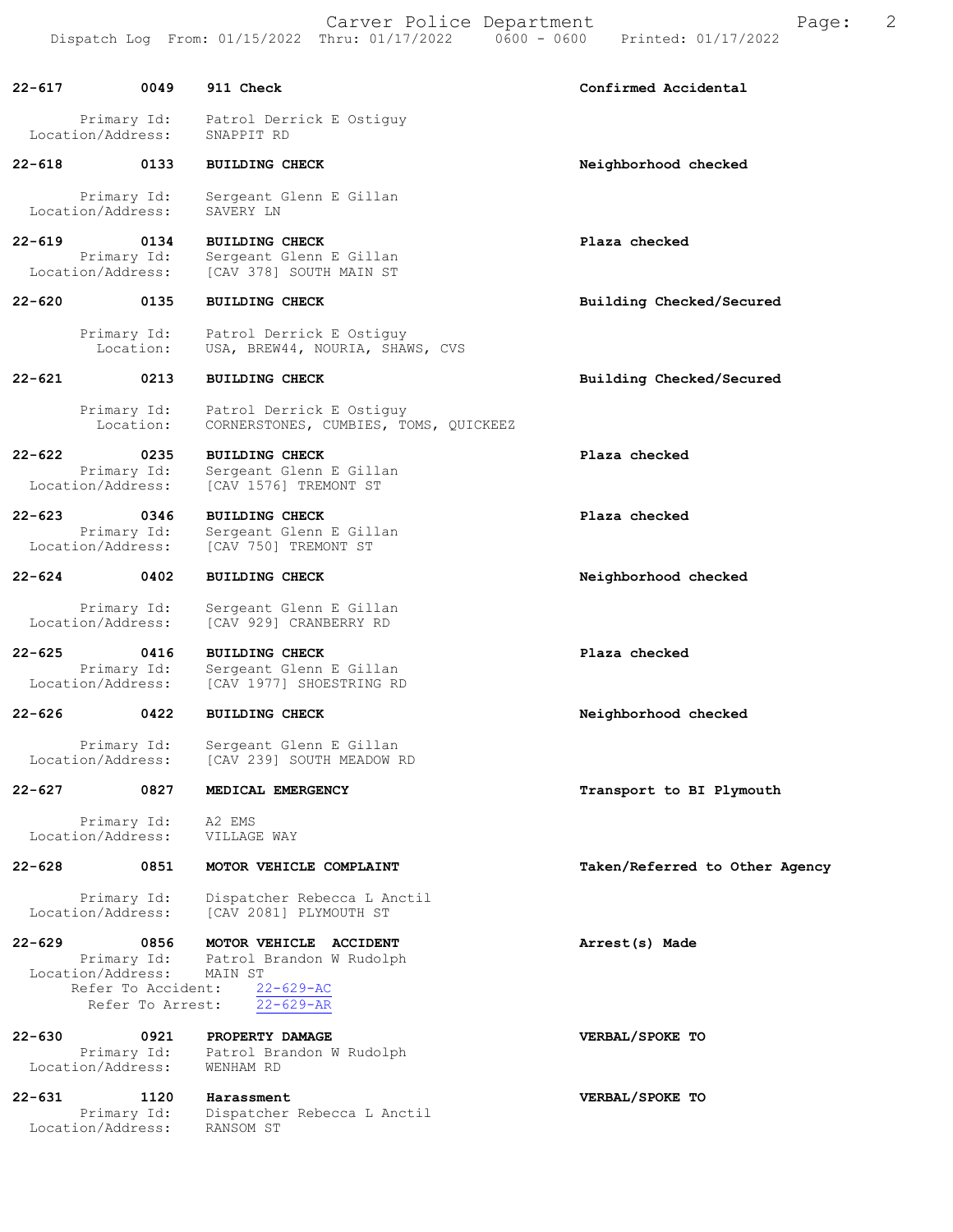**22-617** 0049 **911 Check** — **Confirmed Accidental**

Primary Id: Patrol Derrick E Ostiguy
Location/Address: SNAPPIT RD

**22-618** 0133 **BUILDING CHECK** — **Neighborhood checked**

Primary Id: Sergeant Glenn E Gillan
Location/Address: SAVERY LN

**22-619** 0134 **BUILDING CHECK** — **Plaza checked**

Primary Id: Sergeant Glenn E Gillan
Location/Address: [CAV 378] SOUTH MAIN ST

**22-620** 0135 **BUILDING CHECK** — **Building Checked/Secured**

Primary Id: Patrol Derrick E Ostiguy
Location: USA, BREW44, NOURIA, SHAWS, CVS

**22-621** 0213 **BUILDING CHECK** — **Building Checked/Secured**

Primary Id: Patrol Derrick E Ostiguy
Location: CORNERSTONES, CUMBIES, TOMS, QUICKEEZ

**22-622** 0235 **BUILDING CHECK** — **Plaza checked**

Primary Id: Sergeant Glenn E Gillan
Location/Address: [CAV 1576] TREMONT ST

**22-623** 0346 **BUILDING CHECK** — **Plaza checked**

Primary Id: Sergeant Glenn E Gillan
Location/Address: [CAV 750] TREMONT ST

**22-624** 0402 **BUILDING CHECK** — **Neighborhood checked**

Primary Id: Sergeant Glenn E Gillan
Location/Address: [CAV 929] CRANBERRY RD

**22-625** 0416 **BUILDING CHECK** — **Plaza checked**

Primary Id: Sergeant Glenn E Gillan
Location/Address: [CAV 1977] SHOESTRING RD

**22-626** 0422 **BUILDING CHECK** — **Neighborhood checked**

Primary Id: Sergeant Glenn E Gillan
Location/Address: [CAV 239] SOUTH MEADOW RD

**22-627** 0827 **MEDICAL EMERGENCY** — **Transport to BI Plymouth**

Primary Id: A2 EMS
Location/Address: VILLAGE WAY

**22-628** 0851 **MOTOR VEHICLE COMPLAINT** — **Taken/Referred to Other Agency**

Primary Id: Dispatcher Rebecca L Anctil
Location/Address: [CAV 2081] PLYMOUTH ST

**22-629** 0856 **MOTOR VEHICLE ACCIDENT** — **Arrest(s) Made**

Primary Id: Patrol Brandon W Rudolph
Location/Address: MAIN ST
Refer To Accident: 22-629-AC
Refer To Arrest: 22-629-AR

**22-630** 0921 **PROPERTY DAMAGE** — **VERBAL/SPOKE TO**

Primary Id: Patrol Brandon W Rudolph
Location/Address: WENHAM RD

**22-631** 1120 **Harassment** — **VERBAL/SPOKE TO**

Primary Id: Dispatcher Rebecca L Anctil
Location/Address: RANSOM ST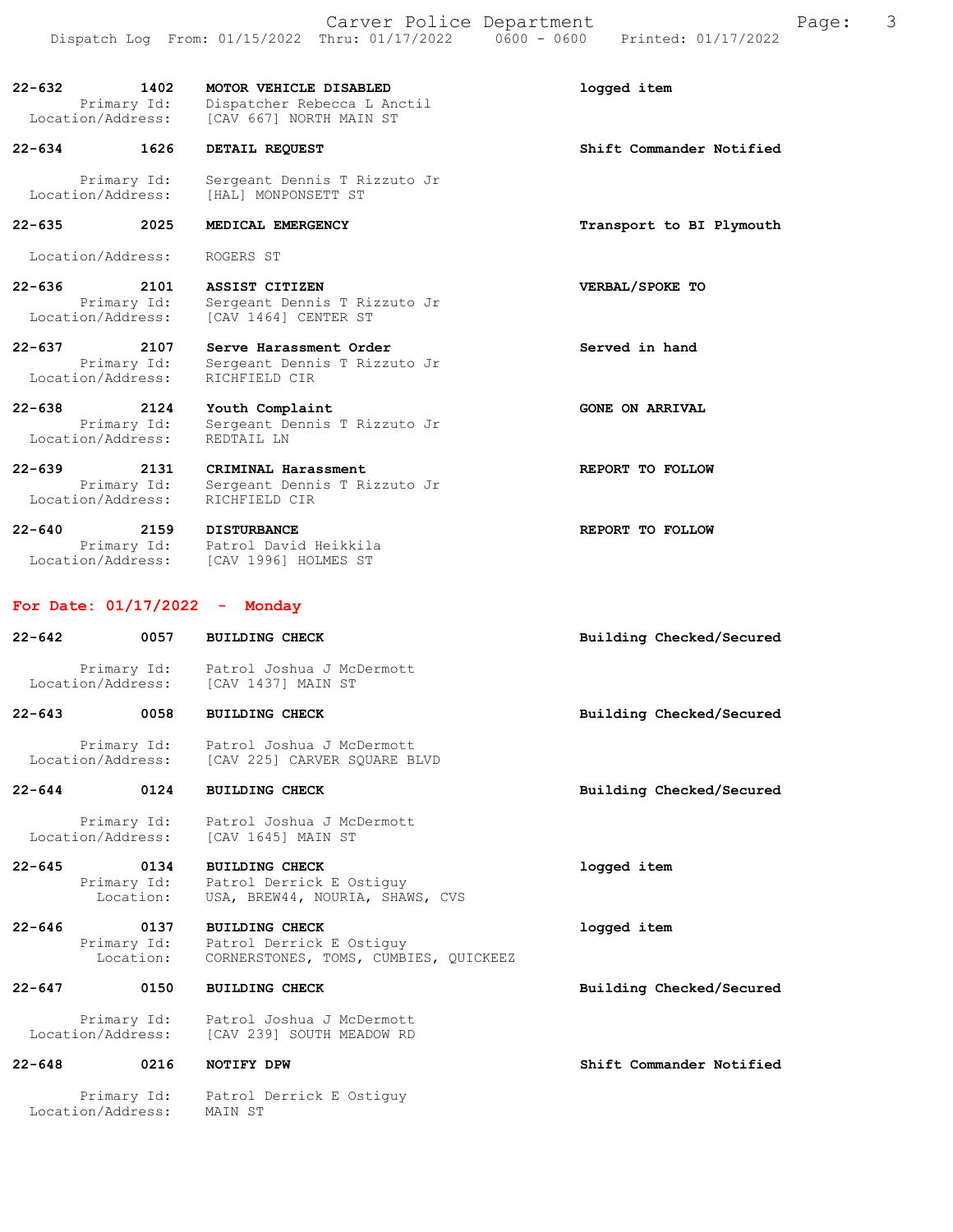**22-632 1402 MOTOR VEHICLE DISABLED** — logged item
Primary Id: Dispatcher Rebecca L Anctil
Location/Address: [CAV 667] NORTH MAIN ST

**22-634 1626 DETAIL REQUEST** — Shift Commander Notified
Primary Id: Sergeant Dennis T Rizzuto Jr
Location/Address: [HAL] MONPONSETT ST

**22-635 2025 MEDICAL EMERGENCY** — Transport to BI Plymouth
Location/Address: ROGERS ST

**22-636 2101 ASSIST CITIZEN** — VERBAL/SPOKE TO
Primary Id: Sergeant Dennis T Rizzuto Jr
Location/Address: [CAV 1464] CENTER ST

**22-637 2107 Serve Harassment Order** — Served in hand
Primary Id: Sergeant Dennis T Rizzuto Jr
Location/Address: RICHFIELD CIR

**22-638 2124 Youth Complaint** — GONE ON ARRIVAL
Primary Id: Sergeant Dennis T Rizzuto Jr
Location/Address: REDTAIL LN

**22-639 2131 CRIMINAL Harassment** — REPORT TO FOLLOW
Primary Id: Sergeant Dennis T Rizzuto Jr
Location/Address: RICHFIELD CIR

**22-640 2159 DISTURBANCE** — REPORT TO FOLLOW
Primary Id: Patrol David Heikkila
Location/Address: [CAV 1996] HOLMES ST

## For Date: 01/17/2022 - Monday

**22-642 0057 BUILDING CHECK** — Building Checked/Secured
Primary Id: Patrol Joshua J McDermott
Location/Address: [CAV 1437] MAIN ST

**22-643 0058 BUILDING CHECK** — Building Checked/Secured
Primary Id: Patrol Joshua J McDermott
Location/Address: [CAV 225] CARVER SQUARE BLVD

**22-644 0124 BUILDING CHECK** — Building Checked/Secured
Primary Id: Patrol Joshua J McDermott
Location/Address: [CAV 1645] MAIN ST

**22-645 0134 BUILDING CHECK** — logged item
Primary Id: Patrol Derrick E Ostiguy
Location: USA, BREW44, NOURIA, SHAWS, CVS

**22-646 0137 BUILDING CHECK** — logged item
Primary Id: Patrol Derrick E Ostiguy
Location: CORNERSTONES, TOMS, CUMBIES, QUICKEEZ

**22-647 0150 BUILDING CHECK** — Building Checked/Secured
Primary Id: Patrol Joshua J McDermott
Location/Address: [CAV 239] SOUTH MEADOW RD

**22-648 0216 NOTIFY DPW** — Shift Commander Notified
Primary Id: Patrol Derrick E Ostiguy
Location/Address: MAIN ST